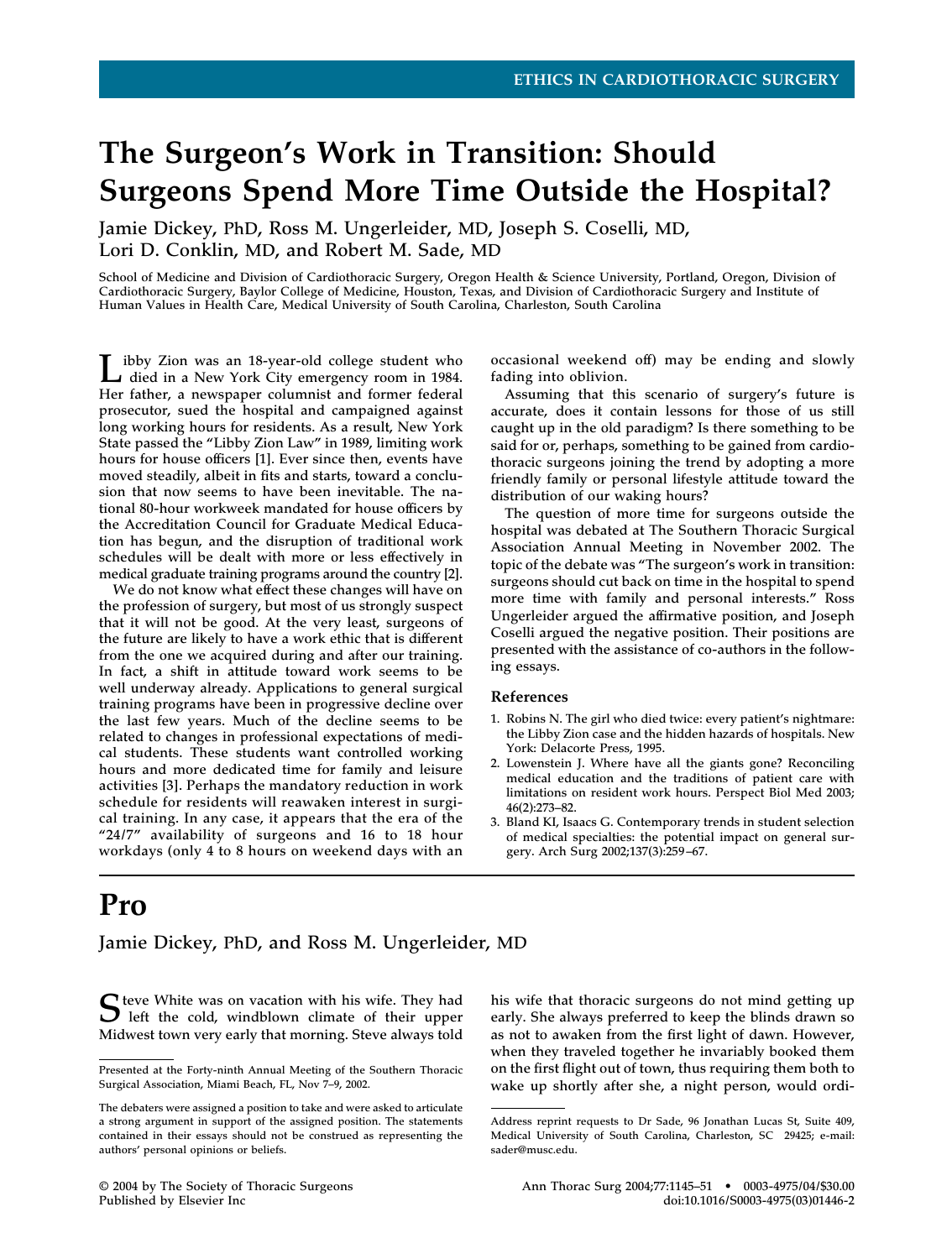# The Surgeon's Work in Transition: Should Surgeons Spend More Time Outside the Hospital?

Jamie Dickey, PhD, Ross M. Ungerleider, MD, Joseph S. Coselli, MD, Lori D. Conklin, MD, and Robert M. Sade, MD

School of Medicine and Division of Cardiothoracic Surgery, Oregon Health & Science University, Portland, Oregon, Division of Cardiothoracic Surgery, Baylor College of Medicine, Houston, Texas, and Division of Cardiothoracic Surgery and Institute of Human Values in Health Care, Medical University of South Carolina, Charleston, South Carolina

Libby Zion was an 18-year-old college student who died in a New York City emergency room in 1984. Her father, a newspaper columnist and former federal prosecutor, sued the hospital and campaigned against long working hours for residents. As a result, New York State passed the "Libby Zion Law" in 1989, limiting work hours for house officers [1]. Ever since then, events have moved steadily, albeit in fits and starts, toward a conclusion that now seems to have been inevitable. The national 80-hour workweek mandated for house officers by the Accreditation Council for Graduate Medical Education has begun, and the disruption of traditional work schedules will be dealt with more or less effectively in medical graduate training programs around the country [2].

We do not know what effect these changes will have on the profession of surgery, but most of us strongly suspect that it will not be good. At the very least, surgeons of the future are likely to have a work ethic that is different from the one we acquired during and after our training. In fact, a shift in attitude toward work seems to be well underway already. Applications to general surgical training programs have been in progressive decline over the last few years. Much of the decline seems to be related to changes in professional expectations of medical students. These students want controlled working hours and more dedicated time for family and leisure activities [3]. Perhaps the mandatory reduction in work schedule for residents will reawaken interest in surgical training. In any case, it appears that the era of the "24/7" availability of surgeons and 16 to 18 hour workdays (only 4 to 8 hours on weekend days with an occasional weekend off) may be ending and slowly fading into oblivion.

Assuming that this scenario of surgery's future is accurate, does it contain lessons for those of us still caught up in the old paradigm? Is there something to be said for or, perhaps, something to be gained from cardiothoracic surgeons joining the trend by adopting a more friendly family or personal lifestyle attitude toward the distribution of our waking hours?

The question of more time for surgeons outside the hospital was debated at The Southern Thoracic Surgical Association Annual Meeting in November 2002. The topic of the debate was "The surgeon's work in transition: surgeons should cut back on time in the hospital to spend more time with family and personal interests." Ross Ungerleider argued the affirmative position, and Joseph Coselli argued the negative position. Their positions are presented with the assistance of co-authors in the following essays.

### References

1. Robins N. The girl who died twice: every patient's nightmare: the Libby Zion case and the hidden hazards of hospitals. New York: Delacorte Press, 1995.
2. Lowenstein J. Where have all the giants gone? Reconciling medical education and the traditions of patient care with limitations on resident work hours. Perspect Biol Med 2003; 46(2):273–82.
3. Bland KI, Isaacs G. Contemporary trends in student selection of medical specialties: the potential impact on general surgery. Arch Surg 2002;137(3):259–67.

# Pro

Jamie Dickey, PhD, and Ross M. Ungerleider, MD

Steve White was on vacation with his wife. They had left the cold, windblown climate of their upper Midwest town very early that morning. Steve always told his wife that thoracic surgeons do not mind getting up early. She always preferred to keep the blinds drawn so as not to awaken from the first light of dawn. However, when they traveled together he invariably booked them on the first flight out of town, thus requiring them both to wake up shortly after she, a night person, would ordi-

---

Presented at the Forty-ninth Annual Meeting of the Southern Thoracic Surgical Association, Miami Beach, FL, Nov 7–9, 2002.

The debaters were assigned a position to take and were asked to articulate a strong argument in support of the assigned position. The statements contained in their essays should not be construed as representing the authors' personal opinions or beliefs.

Address reprint requests to Dr Sade, 96 Jonathan Lucas St, Suite 409, Medical University of South Carolina, Charleston, SC 29425; e-mail: sader@musc.edu.

© 2004 by The Society of Thoracic Surgeons
Published by Elsevier Inc

0003-4975/04/$30.00
doi:10.1016/S0003-4975(03)01446-2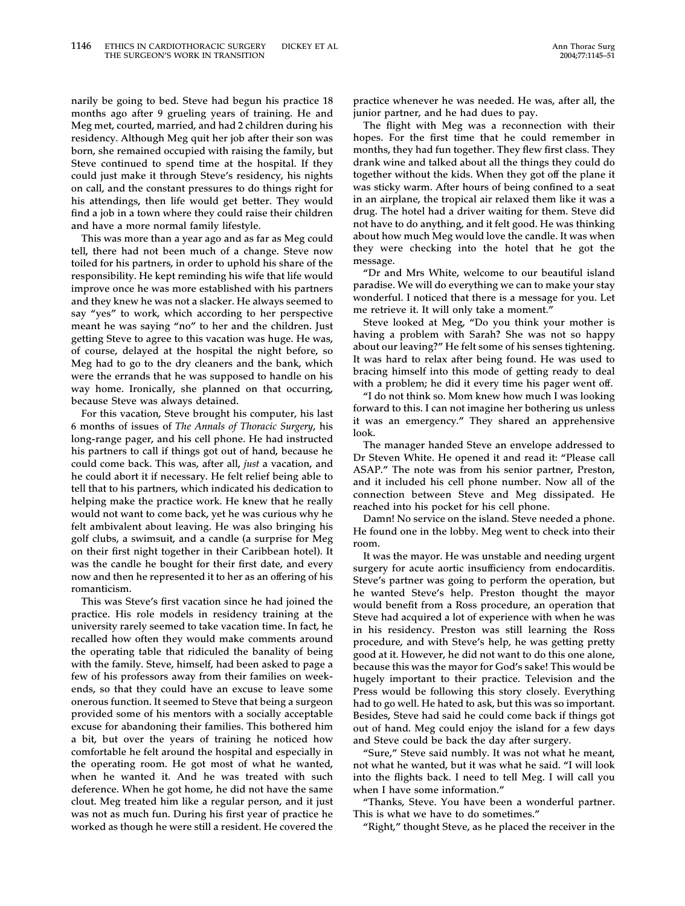narily be going to bed. Steve had begun his practice 18 months ago after 9 grueling years of training. He and Meg met, courted, married, and had 2 children during his residency. Although Meg quit her job after their son was born, she remained occupied with raising the family, but Steve continued to spend time at the hospital. If they could just make it through Steve's residency, his nights on call, and the constant pressures to do things right for his attendings, then life would get better. They would find a job in a town where they could raise their children and have a more normal family lifestyle.

This was more than a year ago and as far as Meg could tell, there had not been much of a change. Steve now toiled for his partners, in order to uphold his share of the responsibility. He kept reminding his wife that life would improve once he was more established with his partners and they knew he was not a slacker. He always seemed to say "yes" to work, which according to her perspective meant he was saying "no" to her and the children. Just getting Steve to agree to this vacation was huge. He was, of course, delayed at the hospital the night before, so Meg had to go to the dry cleaners and the bank, which were the errands that he was supposed to handle on his way home. Ironically, she planned on that occurring, because Steve was always detained.

For this vacation, Steve brought his computer, his last 6 months of issues of *The Annals of Thoracic Surgery*, his long-range pager, and his cell phone. He had instructed his partners to call if things got out of hand, because he could come back. This was, after all, *just* a vacation, and he could abort it if necessary. He felt relief being able to tell that to his partners, which indicated his dedication to helping make the practice work. He knew that he really would not want to come back, yet he was also curious why he felt ambivalent about leaving. He was also bringing his golf clubs, a swimsuit, and a candle (a surprise for Meg on their first night together in their Caribbean hotel). It was the candle he bought for their first date, and every now and then he represented it to her as an offering of his romanticism.

This was Steve's first vacation since he had joined the practice. His role models in residency training at the university rarely seemed to take vacation time. In fact, he recalled how often they would make comments around the operating table that ridiculed the banality of being with the family. Steve, himself, had been asked to page a few of his professors away from their families on weekends, so that they could have an excuse to leave some onerous function. It seemed to Steve that being a surgeon provided some of his mentors with a socially acceptable excuse for abandoning their families. This bothered him a bit, but over the years of training he noticed how comfortable he felt around the hospital and especially in the operating room. He got most of what he wanted, when he wanted it. And he was treated with such deference. When he got home, he did not have the same clout. Meg treated him like a regular person, and it just was not as much fun. During his first year of practice he worked as though he were still a resident. He covered the practice whenever he was needed. He was, after all, the junior partner, and he had dues to pay.

The flight with Meg was a reconnection with their hopes. For the first time that he could remember in months, they had fun together. They flew first class. They drank wine and talked about all the things they could do together without the kids. When they got off the plane it was sticky warm. After hours of being confined to a seat in an airplane, the tropical air relaxed them like it was a drug. The hotel had a driver waiting for them. Steve did not have to do anything, and it felt good. He was thinking about how much Meg would love the candle. It was when they were checking into the hotel that he got the message.

"Dr and Mrs White, welcome to our beautiful island paradise. We will do everything we can to make your stay wonderful. I noticed that there is a message for you. Let me retrieve it. It will only take a moment."

Steve looked at Meg, "Do you think your mother is having a problem with Sarah? She was not so happy about our leaving?" He felt some of his senses tightening. It was hard to relax after being found. He was used to bracing himself into this mode of getting ready to deal with a problem; he did it every time his pager went off.

"I do not think so. Mom knew how much I was looking forward to this. I can not imagine her bothering us unless it was an emergency." They shared an apprehensive look.

The manager handed Steve an envelope addressed to Dr Steven White. He opened it and read it: "Please call ASAP." The note was from his senior partner, Preston, and it included his cell phone number. Now all of the connection between Steve and Meg dissipated. He reached into his pocket for his cell phone.

Damn! No service on the island. Steve needed a phone. He found one in the lobby. Meg went to check into their room.

It was the mayor. He was unstable and needing urgent surgery for acute aortic insufficiency from endocarditis. Steve's partner was going to perform the operation, but he wanted Steve's help. Preston thought the mayor would benefit from a Ross procedure, an operation that Steve had acquired a lot of experience with when he was in his residency. Preston was still learning the Ross procedure, and with Steve's help, he was getting pretty good at it. However, he did not want to do this one alone, because this was the mayor for God's sake! This would be hugely important to their practice. Television and the Press would be following this story closely. Everything had to go well. He hated to ask, but this was so important. Besides, Steve had said he could come back if things got out of hand. Meg could enjoy the island for a few days and Steve could be back the day after surgery.

"Sure," Steve said numbly. It was not what he meant, not what he wanted, but it was what he said. "I will look into the flights back. I need to tell Meg. I will call you when I have some information."

"Thanks, Steve. You have been a wonderful partner. This is what we have to do sometimes."

"Right," thought Steve, as he placed the receiver in the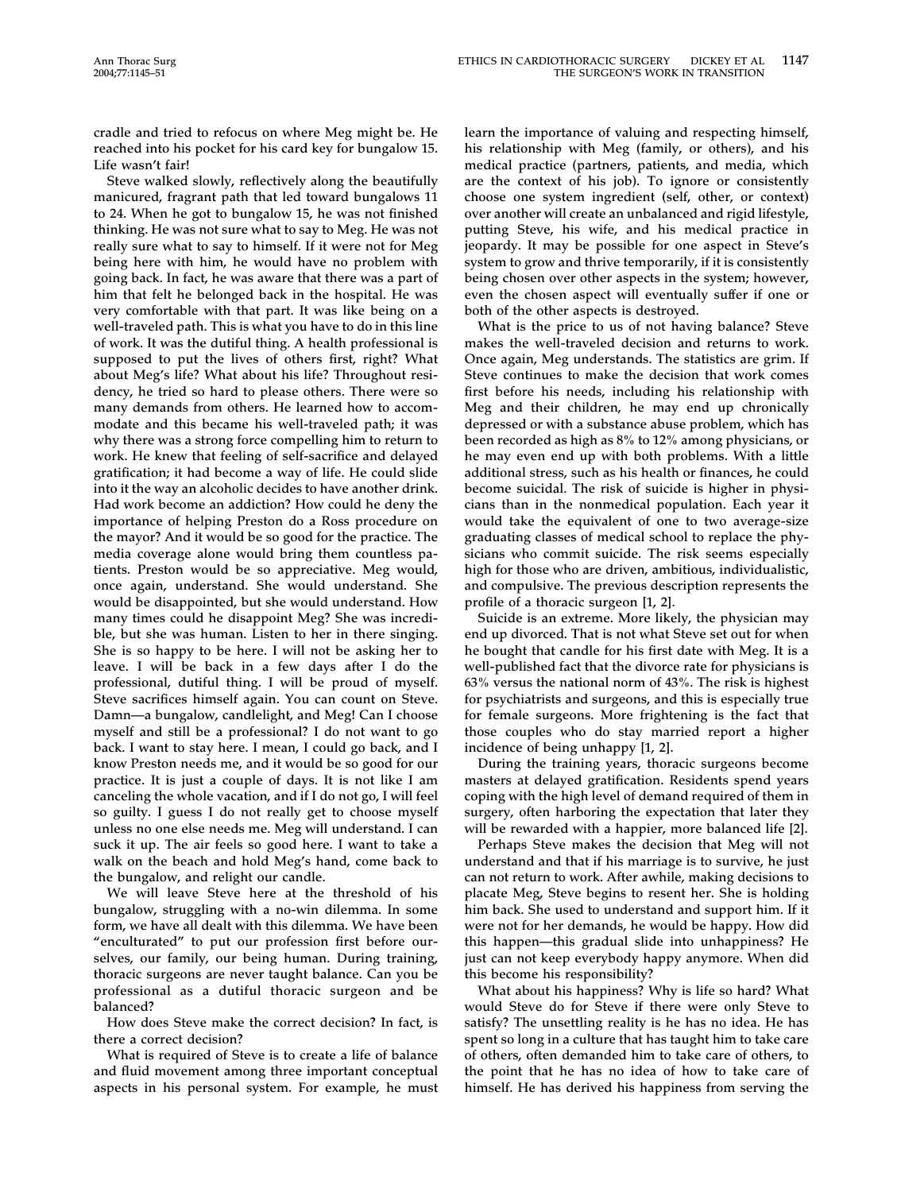cradle and tried to refocus on where Meg might be. He reached into his pocket for his card key for bungalow 15. Life wasn't fair!

Steve walked slowly, reflectively along the beautifully manicured, fragrant path that led toward bungalows 11 to 24. When he got to bungalow 15, he was not finished thinking. He was not sure what to say to Meg. He was not really sure what to say to himself. If it were not for Meg being here with him, he would have no problem with going back. In fact, he was aware that there was a part of him that felt he belonged back in the hospital. He was very comfortable with that part. It was like being on a well-traveled path. This is what you have to do in this line of work. It was the dutiful thing. A health professional is supposed to put the lives of others first, right? What about Meg's life? What about his life? Throughout residency, he tried so hard to please others. There were so many demands from others. He learned how to accommodate and this became his well-traveled path; it was why there was a strong force compelling him to return to work. He knew that feeling of self-sacrifice and delayed gratification; it had become a way of life. He could slide into it the way an alcoholic decides to have another drink. Had work become an addiction? How could he deny the importance of helping Preston do a Ross procedure on the mayor? And it would be so good for the practice. The media coverage alone would bring them countless patients. Preston would be so appreciative. Meg would, once again, understand. She would understand. She would be disappointed, but she would understand. How many times could he disappoint Meg? She was incredible, but she was human. Listen to her in there singing. She is so happy to be here. I will not be asking her to leave. I will be back in a few days after I do the professional, dutiful thing. I will be proud of myself. Steve sacrifices himself again. You can count on Steve. Damn—a bungalow, candlelight, and Meg! Can I choose myself and still be a professional? I do not want to go back. I want to stay here. I mean, I could go back, and I know Preston needs me, and it would be so good for our practice. It is just a couple of days. It is not like I am canceling the whole vacation, and if I do not go, I will feel so guilty. I guess I do not really get to choose myself unless no one else needs me. Meg will understand. I can suck it up. The air feels so good here. I want to take a walk on the beach and hold Meg's hand, come back to the bungalow, and relight our candle.

We will leave Steve here at the threshold of his bungalow, struggling with a no-win dilemma. In some form, we have all dealt with this dilemma. We have been "enculturated" to put our profession first before ourselves, our family, our being human. During training, thoracic surgeons are never taught balance. Can you be professional as a dutiful thoracic surgeon and be balanced?

How does Steve make the correct decision? In fact, is there a correct decision?

What is required of Steve is to create a life of balance and fluid movement among three important conceptual aspects in his personal system. For example, he must learn the importance of valuing and respecting himself, his relationship with Meg (family, or others), and his medical practice (partners, patients, and media, which are the context of his job). To ignore or consistently choose one system ingredient (self, other, or context) over another will create an unbalanced and rigid lifestyle, putting Steve, his wife, and his medical practice in jeopardy. It may be possible for one aspect in Steve's system to grow and thrive temporarily, if it is consistently being chosen over other aspects in the system; however, even the chosen aspect will eventually suffer if one or both of the other aspects is destroyed.

What is the price to us of not having balance? Steve makes the well-traveled decision and returns to work. Once again, Meg understands. The statistics are grim. If Steve continues to make the decision that work comes first before his needs, including his relationship with Meg and their children, he may end up chronically depressed or with a substance abuse problem, which has been recorded as high as 8% to 12% among physicians, or he may even end up with both problems. With a little additional stress, such as his health or finances, he could become suicidal. The risk of suicide is higher in physicians than in the nonmedical population. Each year it would take the equivalent of one to two average-size graduating classes of medical school to replace the physicians who commit suicide. The risk seems especially high for those who are driven, ambitious, individualistic, and compulsive. The previous description represents the profile of a thoracic surgeon [1, 2].

Suicide is an extreme. More likely, the physician may end up divorced. That is not what Steve set out for when he bought that candle for his first date with Meg. It is a well-published fact that the divorce rate for physicians is 63% versus the national norm of 43%. The risk is highest for psychiatrists and surgeons, and this is especially true for female surgeons. More frightening is the fact that those couples who do stay married report a higher incidence of being unhappy [1, 2].

During the training years, thoracic surgeons become masters at delayed gratification. Residents spend years coping with the high level of demand required of them in surgery, often harboring the expectation that later they will be rewarded with a happier, more balanced life [2].

Perhaps Steve makes the decision that Meg will not understand and that if his marriage is to survive, he just can not return to work. After awhile, making decisions to placate Meg, Steve begins to resent her. She is holding him back. She used to understand and support him. If it were not for her demands, he would be happy. How did this happen—this gradual slide into unhappiness? He just can not keep everybody happy anymore. When did this become his responsibility?

What about his happiness? Why is life so hard? What would Steve do for Steve if there were only Steve to satisfy? The unsettling reality is he has no idea. He has spent so long in a culture that has taught him to take care of others, often demanded him to take care of others, to the point that he has no idea of how to take care of himself. He has derived his happiness from serving the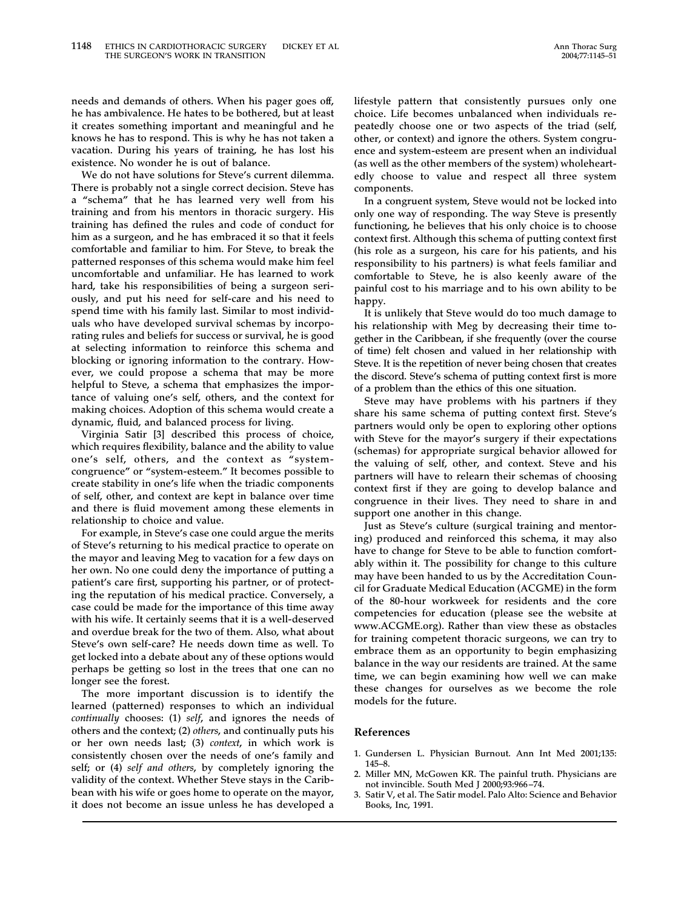needs and demands of others. When his pager goes off, he has ambivalence. He hates to be bothered, but at least it creates something important and meaningful and he knows he has to respond. This is why he has not taken a vacation. During his years of training, he has lost his existence. No wonder he is out of balance.

We do not have solutions for Steve's current dilemma. There is probably not a single correct decision. Steve has a "schema" that he has learned very well from his training and from his mentors in thoracic surgery. His training has defined the rules and code of conduct for him as a surgeon, and he has embraced it so that it feels comfortable and familiar to him. For Steve, to break the patterned responses of this schema would make him feel uncomfortable and unfamiliar. He has learned to work hard, take his responsibilities of being a surgeon seriously, and put his need for self-care and his need to spend time with his family last. Similar to most individuals who have developed survival schemas by incorporating rules and beliefs for success or survival, he is good at selecting information to reinforce this schema and blocking or ignoring information to the contrary. However, we could propose a schema that may be more helpful to Steve, a schema that emphasizes the importance of valuing one's self, others, and the context for making choices. Adoption of this schema would create a dynamic, fluid, and balanced process for living.

Virginia Satir [3] described this process of choice, which requires flexibility, balance and the ability to value one's self, others, and the context as "system-congruence" or "system-esteem." It becomes possible to create stability in one's life when the triadic components of self, other, and context are kept in balance over time and there is fluid movement among these elements in relationship to choice and value.

For example, in Steve's case one could argue the merits of Steve's returning to his medical practice to operate on the mayor and leaving Meg to vacation for a few days on her own. No one could deny the importance of putting a patient's care first, supporting his partner, or of protecting the reputation of his medical practice. Conversely, a case could be made for the importance of this time away with his wife. It certainly seems that it is a well-deserved and overdue break for the two of them. Also, what about Steve's own self-care? He needs down time as well. To get locked into a debate about any of these options would perhaps be getting so lost in the trees that one can no longer see the forest.

The more important discussion is to identify the learned (patterned) responses to which an individual *continually* chooses: (1) *self*, and ignores the needs of others and the context; (2) *others*, and continually puts his or her own needs last; (3) *context*, in which work is consistently chosen over the needs of one's family and self; or (4) *self and others*, by completely ignoring the validity of the context. Whether Steve stays in the Caribbean with his wife or goes home to operate on the mayor, it does not become an issue unless he has developed a lifestyle pattern that consistently pursues only one choice. Life becomes unbalanced when individuals repeatedly choose one or two aspects of the triad (self, other, or context) and ignore the others. System congruence and system-esteem are present when an individual (as well as the other members of the system) wholeheartedly choose to value and respect all three system components.

In a congruent system, Steve would not be locked into only one way of responding. The way Steve is presently functioning, he believes that his only choice is to choose context first. Although this schema of putting context first (his role as a surgeon, his care for his patients, and his responsibility to his partners) is what feels familiar and comfortable to Steve, he is also keenly aware of the painful cost to his marriage and to his own ability to be happy.

It is unlikely that Steve would do too much damage to his relationship with Meg by decreasing their time together in the Caribbean, if she frequently (over the course of time) felt chosen and valued in her relationship with Steve. It is the repetition of never being chosen that creates the discord. Steve's schema of putting context first is more of a problem than the ethics of this one situation.

Steve may have problems with his partners if they share his same schema of putting context first. Steve's partners would only be open to exploring other options with Steve for the mayor's surgery if their expectations (schemas) for appropriate surgical behavior allowed for the valuing of self, other, and context. Steve and his partners will have to relearn their schemas of choosing context first if they are going to develop balance and congruence in their lives. They need to share in and support one another in this change.

Just as Steve's culture (surgical training and mentoring) produced and reinforced this schema, it may also have to change for Steve to be able to function comfortably within it. The possibility for change to this culture may have been handed to us by the Accreditation Council for Graduate Medical Education (ACGME) in the form of the 80-hour workweek for residents and the core competencies for education (please see the website at www.ACGME.org). Rather than view these as obstacles for training competent thoracic surgeons, we can try to embrace them as an opportunity to begin emphasizing balance in the way our residents are trained. At the same time, we can begin examining how well we can make these changes for ourselves as we become the role models for the future.

## References

1. Gundersen L. Physician Burnout. Ann Int Med 2001;135: 145–8.
2. Miller MN, McGowen KR. The painful truth. Physicians are not invincible. South Med J 2000;93:966–74.
3. Satir V, et al. The Satir model. Palo Alto: Science and Behavior Books, Inc, 1991.